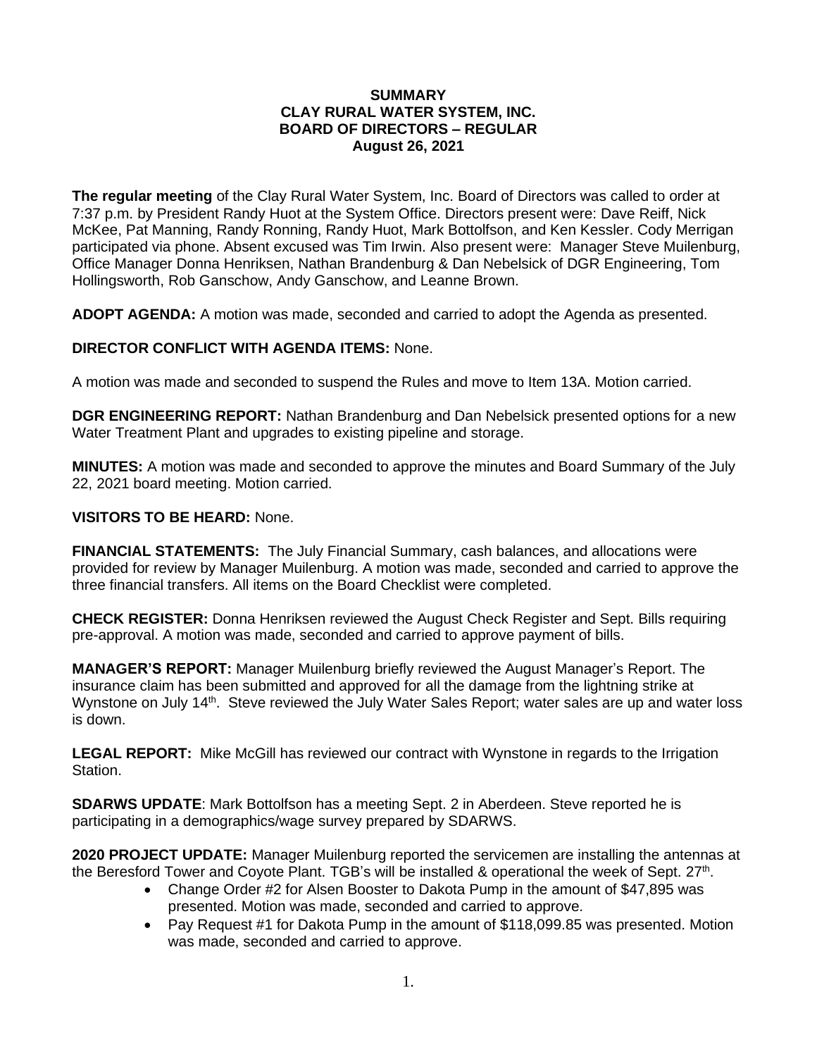# SUMMARY
## CLAY RURAL WATER SYSTEM, INC.
## BOARD OF DIRECTORS – REGULAR
## August 26, 2021

**The regular meeting** of the Clay Rural Water System, Inc. Board of Directors was called to order at 7:37 p.m. by President Randy Huot at the System Office. Directors present were: Dave Reiff, Nick McKee, Pat Manning, Randy Ronning, Randy Huot, Mark Bottolfson, and Ken Kessler. Cody Merrigan participated via phone. Absent excused was Tim Irwin. Also present were: Manager Steve Muilenburg, Office Manager Donna Henriksen, Nathan Brandenburg & Dan Nebelsick of DGR Engineering, Tom Hollingsworth, Rob Ganschow, Andy Ganschow, and Leanne Brown.

**ADOPT AGENDA:** A motion was made, seconded and carried to adopt the Agenda as presented.

**DIRECTOR CONFLICT WITH AGENDA ITEMS:** None.

A motion was made and seconded to suspend the Rules and move to Item 13A. Motion carried.

**DGR ENGINEERING REPORT:** Nathan Brandenburg and Dan Nebelsick presented options for a new Water Treatment Plant and upgrades to existing pipeline and storage.

**MINUTES:** A motion was made and seconded to approve the minutes and Board Summary of the July 22, 2021 board meeting. Motion carried.

**VISITORS TO BE HEARD:** None.

**FINANCIAL STATEMENTS:** The July Financial Summary, cash balances, and allocations were provided for review by Manager Muilenburg. A motion was made, seconded and carried to approve the three financial transfers. All items on the Board Checklist were completed.

**CHECK REGISTER:** Donna Henriksen reviewed the August Check Register and Sept. Bills requiring pre-approval. A motion was made, seconded and carried to approve payment of bills.

**MANAGER'S REPORT:** Manager Muilenburg briefly reviewed the August Manager's Report. The insurance claim has been submitted and approved for all the damage from the lightning strike at Wynstone on July 14th. Steve reviewed the July Water Sales Report; water sales are up and water loss is down.

**LEGAL REPORT:** Mike McGill has reviewed our contract with Wynstone in regards to the Irrigation Station.

**SDARWS UPDATE**: Mark Bottolfson has a meeting Sept. 2 in Aberdeen. Steve reported he is participating in a demographics/wage survey prepared by SDARWS.

**2020 PROJECT UPDATE:** Manager Muilenburg reported the servicemen are installing the antennas at the Beresford Tower and Coyote Plant. TGB's will be installed & operational the week of Sept. 27th.

- Change Order #2 for Alsen Booster to Dakota Pump in the amount of $47,895 was presented. Motion was made, seconded and carried to approve.
- Pay Request #1 for Dakota Pump in the amount of $118,099.85 was presented. Motion was made, seconded and carried to approve.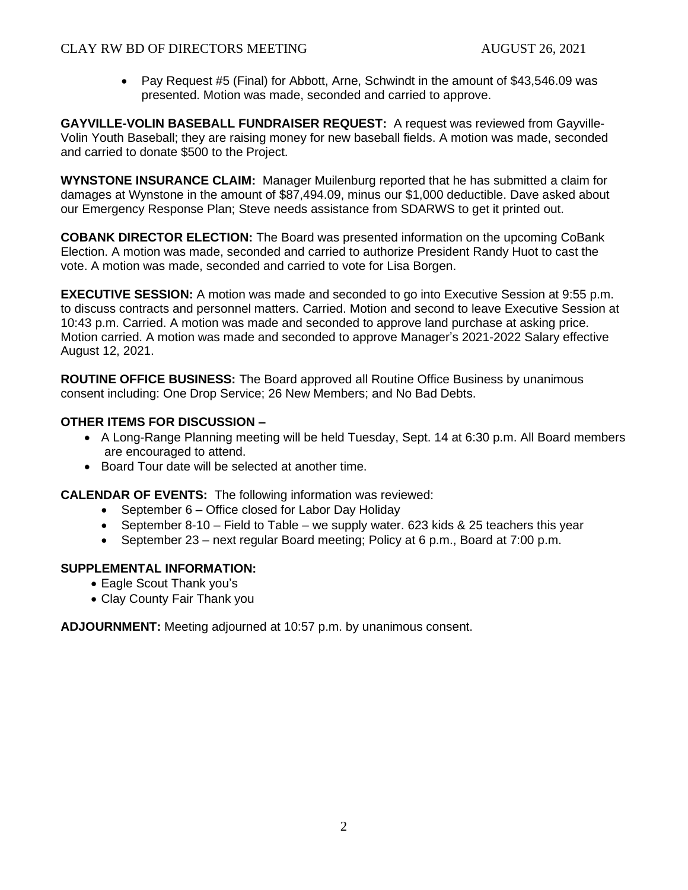- Pay Request #5 (Final) for Abbott, Arne, Schwindt in the amount of $43,546.09 was presented. Motion was made, seconded and carried to approve.

**GAYVILLE-VOLIN BASEBALL FUNDRAISER REQUEST:** A request was reviewed from Gayville-Volin Youth Baseball; they are raising money for new baseball fields. A motion was made, seconded and carried to donate $500 to the Project.

**WYNSTONE INSURANCE CLAIM:** Manager Muilenburg reported that he has submitted a claim for damages at Wynstone in the amount of $87,494.09, minus our $1,000 deductible. Dave asked about our Emergency Response Plan; Steve needs assistance from SDARWS to get it printed out.

**COBANK DIRECTOR ELECTION:** The Board was presented information on the upcoming CoBank Election. A motion was made, seconded and carried to authorize President Randy Huot to cast the vote. A motion was made, seconded and carried to vote for Lisa Borgen.

**EXECUTIVE SESSION:** A motion was made and seconded to go into Executive Session at 9:55 p.m. to discuss contracts and personnel matters. Carried. Motion and second to leave Executive Session at 10:43 p.m. Carried. A motion was made and seconded to approve land purchase at asking price. Motion carried. A motion was made and seconded to approve Manager's 2021-2022 Salary effective August 12, 2021.

**ROUTINE OFFICE BUSINESS:** The Board approved all Routine Office Business by unanimous consent including: One Drop Service; 26 New Members; and No Bad Debts.

**OTHER ITEMS FOR DISCUSSION –**

- A Long-Range Planning meeting will be held Tuesday, Sept. 14 at 6:30 p.m. All Board members are encouraged to attend.
- Board Tour date will be selected at another time.

**CALENDAR OF EVENTS:** The following information was reviewed:

- September 6 – Office closed for Labor Day Holiday
- September 8-10 – Field to Table – we supply water. 623 kids & 25 teachers this year
- September 23 – next regular Board meeting; Policy at 6 p.m., Board at 7:00 p.m.

**SUPPLEMENTAL INFORMATION:**

- Eagle Scout Thank you's
- Clay County Fair Thank you

**ADJOURNMENT:** Meeting adjourned at 10:57 p.m. by unanimous consent.